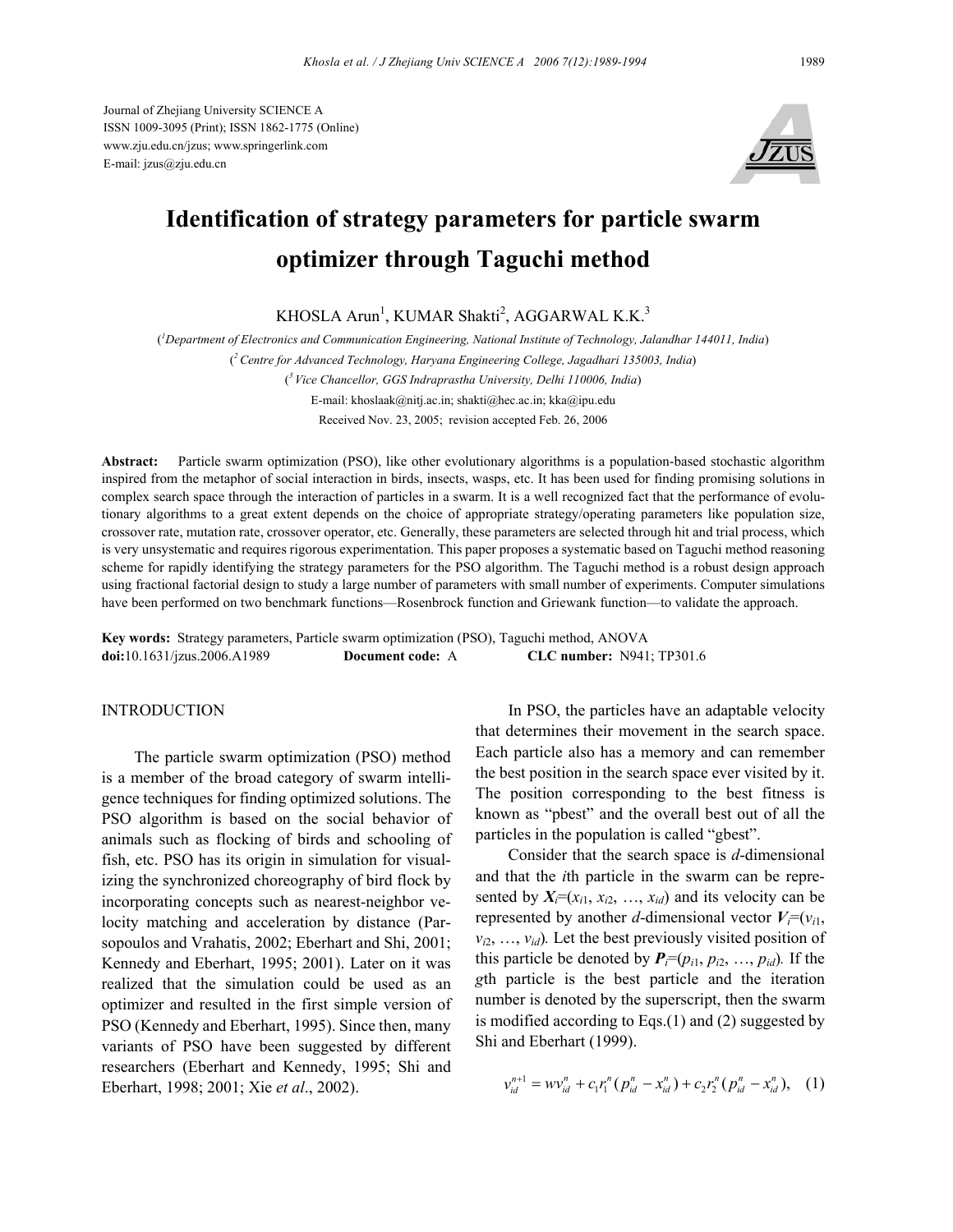Journal of Zhejiang University SCIENCE A
ISSN 1009-3095 (Print); ISSN 1862-1775 (Online)
www.zju.edu.cn/jzus; www.springerlink.com
E-mail: jzus@zju.edu.cn

# Identification of strategy parameters for particle swarm optimizer through Taguchi method

KHOSLA Arun[1], KUMAR Shakti[2], AGGARWAL K.K.[3]

([1]Department of Electronics and Communication Engineering, National Institute of Technology, Jalandhar 144011, India)
([2] Centre for Advanced Technology, Haryana Engineering College, Jagadhari 135003, India)
([3] Vice Chancellor, GGS Indraprastha University, Delhi 110006, India)
E-mail: khoslaak@nitj.ac.in; shakti@hec.ac.in; kka@ipu.edu
Received Nov. 23, 2005; revision accepted Feb. 26, 2006

**Abstract:** Particle swarm optimization (PSO), like other evolutionary algorithms is a population-based stochastic algorithm inspired from the metaphor of social interaction in birds, insects, wasps, etc. It has been used for finding promising solutions in complex search space through the interaction of particles in a swarm. It is a well recognized fact that the performance of evolutionary algorithms to a great extent depends on the choice of appropriate strategy/operating parameters like population size, crossover rate, mutation rate, crossover operator, etc. Generally, these parameters are selected through hit and trial process, which is very unsystematic and requires rigorous experimentation. This paper proposes a systematic based on Taguchi method reasoning scheme for rapidly identifying the strategy parameters for the PSO algorithm. The Taguchi method is a robust design approach using fractional factorial design to study a large number of parameters with small number of experiments. Computer simulations have been performed on two benchmark functions—Rosenbrock function and Griewank function—to validate the approach.

**Key words:** Strategy parameters, Particle swarm optimization (PSO), Taguchi method, ANOVA
**doi:**10.1631/jzus.2006.A1989 **Document code:** A **CLC number:** N941; TP301.6

## INTRODUCTION

The particle swarm optimization (PSO) method is a member of the broad category of swarm intelligence techniques for finding optimized solutions. The PSO algorithm is based on the social behavior of animals such as flocking of birds and schooling of fish, etc. PSO has its origin in simulation for visualizing the synchronized choreography of bird flock by incorporating concepts such as nearest-neighbor velocity matching and acceleration by distance (Parsopoulos and Vrahatis, 2002; Eberhart and Shi, 2001; Kennedy and Eberhart, 1995; 2001). Later on it was realized that the simulation could be used as an optimizer and resulted in the first simple version of PSO (Kennedy and Eberhart, 1995). Since then, many variants of PSO have been suggested by different researchers (Eberhart and Kennedy, 1995; Shi and Eberhart, 1998; 2001; Xie *et al*., 2002).

In PSO, the particles have an adaptable velocity that determines their movement in the search space. Each particle also has a memory and can remember the best position in the search space ever visited by it. The position corresponding to the best fitness is known as "pbest" and the overall best out of all the particles in the population is called "gbest".

Consider that the search space is $d$-dimensional and that the $i$th particle in the swarm can be represented by $\boldsymbol{X}_i=(x_{i1}, x_{i2}, \ldots, x_{id})$ and its velocity can be represented by another $d$-dimensional vector $\boldsymbol{V}_i=(v_{i1}, v_{i2}, \ldots, v_{id})$. Let the best previously visited position of this particle be denoted by $\boldsymbol{P}_i=(p_{i1}, p_{i2}, \ldots, p_{id})$. If the $g$th particle is the best particle and the iteration number is denoted by the superscript, then the swarm is modified according to Eqs.(1) and (2) suggested by Shi and Eberhart (1999).

$$v_{id}^{n+1} = wv_{id}^{n} + c_1 r_1^n (p_{id}^n - x_{id}^n) + c_2 r_2^n (p_{id}^n - x_{id}^n), \quad (1)$$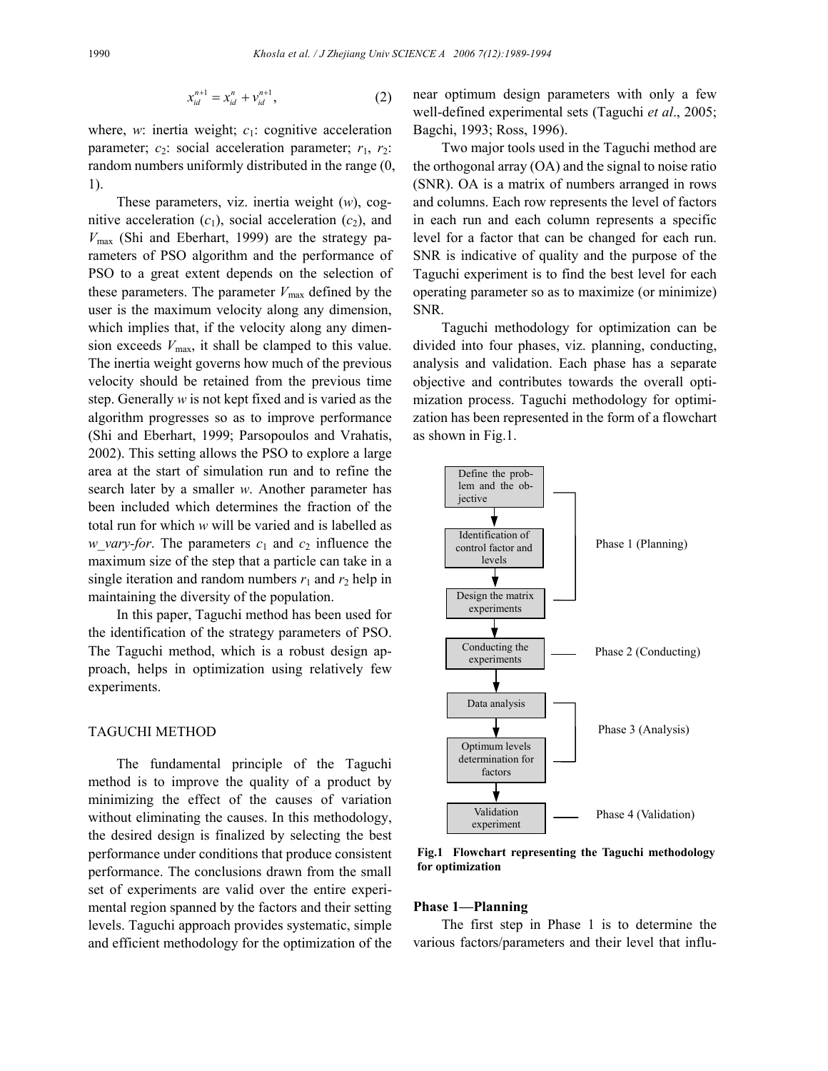$$x_{id}^{n+1} = x_{id}^{n} + v_{id}^{n+1}, \tag{2}$$

where, $w$: inertia weight; $c_1$: cognitive acceleration parameter; $c_2$: social acceleration parameter; $r_1$, $r_2$: random numbers uniformly distributed in the range (0, 1).

These parameters, viz. inertia weight ($w$), cognitive acceleration ($c_1$), social acceleration ($c_2$), and $V_{\max}$ (Shi and Eberhart, 1999) are the strategy parameters of PSO algorithm and the performance of PSO to a great extent depends on the selection of these parameters. The parameter $V_{\max}$ defined by the user is the maximum velocity along any dimension, which implies that, if the velocity along any dimension exceeds $V_{\max}$, it shall be clamped to this value. The inertia weight governs how much of the previous velocity should be retained from the previous time step. Generally $w$ is not kept fixed and is varied as the algorithm progresses so as to improve performance (Shi and Eberhart, 1999; Parsopoulos and Vrahatis, 2002). This setting allows the PSO to explore a large area at the start of simulation run and to refine the search later by a smaller $w$. Another parameter has been included which determines the fraction of the total run for which $w$ will be varied and is labelled as *w_vary-for*. The parameters $c_1$ and $c_2$ influence the maximum size of the step that a particle can take in a single iteration and random numbers $r_1$ and $r_2$ help in maintaining the diversity of the population.

In this paper, Taguchi method has been used for the identification of the strategy parameters of PSO. The Taguchi method, which is a robust design approach, helps in optimization using relatively few experiments.

## TAGUCHI METHOD

The fundamental principle of the Taguchi method is to improve the quality of a product by minimizing the effect of the causes of variation without eliminating the causes. In this methodology, the desired design is finalized by selecting the best performance under conditions that produce consistent performance. The conclusions drawn from the small set of experiments are valid over the entire experimental region spanned by the factors and their setting levels. Taguchi approach provides systematic, simple and efficient methodology for the optimization of the near optimum design parameters with only a few well-defined experimental sets (Taguchi *et al*., 2005; Bagchi, 1993; Ross, 1996).

Two major tools used in the Taguchi method are the orthogonal array (OA) and the signal to noise ratio (SNR). OA is a matrix of numbers arranged in rows and columns. Each row represents the level of factors in each run and each column represents a specific level for a factor that can be changed for each run. SNR is indicative of quality and the purpose of the Taguchi experiment is to find the best level for each operating parameter so as to maximize (or minimize) SNR.

Taguchi methodology for optimization can be divided into four phases, viz. planning, conducting, analysis and validation. Each phase has a separate objective and contributes towards the overall optimization process. Taguchi methodology for optimization has been represented in the form of a flowchart as shown in Fig.1.

**Fig.1 Flowchart representing the Taguchi methodology for optimization**

### Phase 1—Planning

The first step in Phase 1 is to determine the various factors/parameters and their level that influ-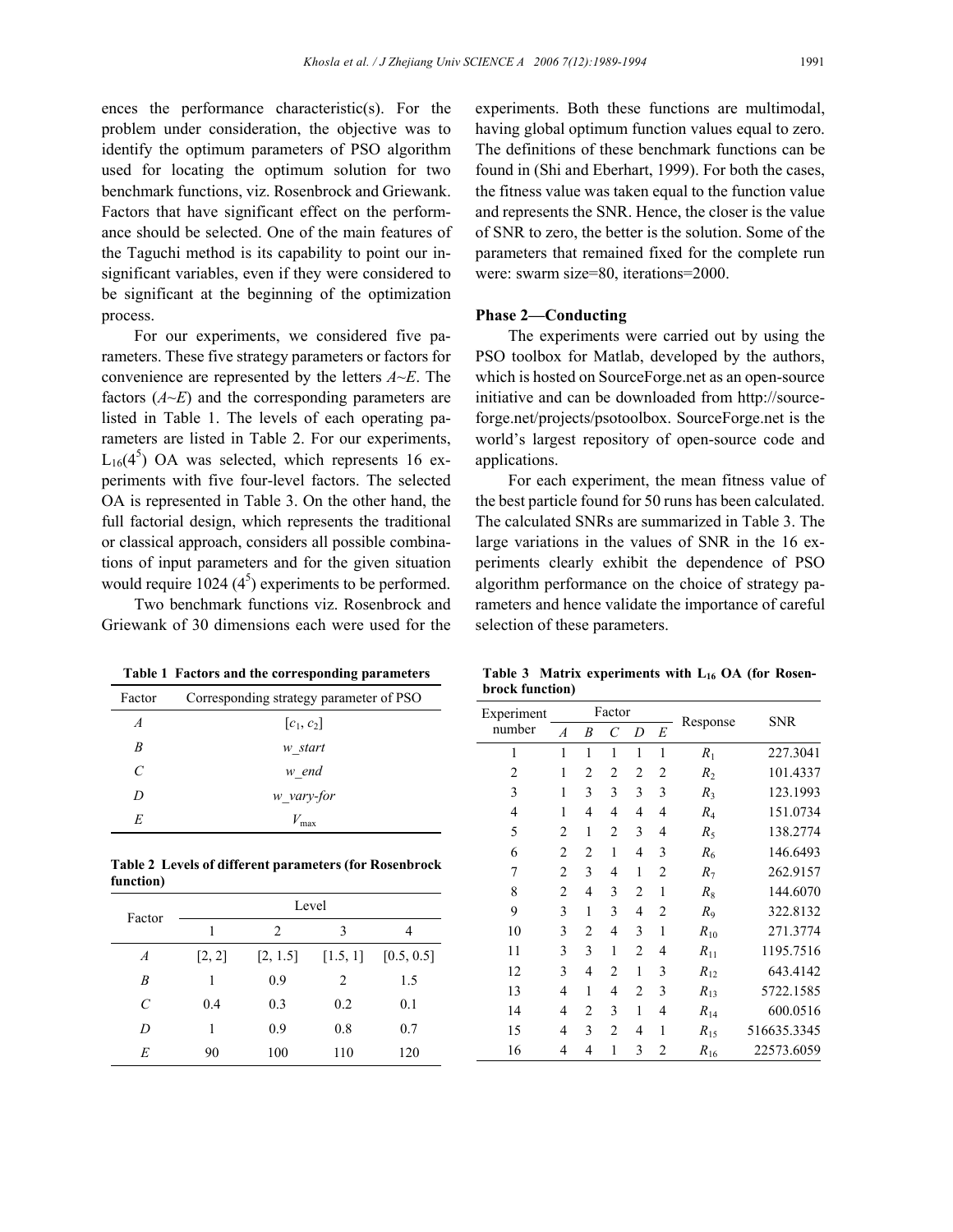ences the performance characteristic(s). For the problem under consideration, the objective was to identify the optimum parameters of PSO algorithm used for locating the optimum solution for two benchmark functions, viz. Rosenbrock and Griewank. Factors that have significant effect on the performance should be selected. One of the main features of the Taguchi method is its capability to point our insignificant variables, even if they were considered to be significant at the beginning of the optimization process.

For our experiments, we considered five parameters. These five strategy parameters or factors for convenience are represented by the letters $A$~$E$. The factors ($A$~$E$) and the corresponding parameters are listed in Table 1. The levels of each operating parameters are listed in Table 2. For our experiments, $L_{16}(4^5)$ OA was selected, which represents 16 experiments with five four-level factors. The selected OA is represented in Table 3. On the other hand, the full factorial design, which represents the traditional or classical approach, considers all possible combinations of input parameters and for the given situation would require 1024 ($4^5$) experiments to be performed.

Two benchmark functions viz. Rosenbrock and Griewank of 30 dimensions each were used for the experiments. Both these functions are multimodal, having global optimum function values equal to zero. The definitions of these benchmark functions can be found in (Shi and Eberhart, 1999). For both the cases, the fitness value was taken equal to the function value and represents the SNR. Hence, the closer is the value of SNR to zero, the better is the solution. Some of the parameters that remained fixed for the complete run were: swarm size=80, iterations=2000.

**Table 1 Factors and the corresponding parameters**

| Factor | Corresponding strategy parameter of PSO |
|---|---|
| $A$ | [$c_1$, $c_2$] |
| $B$ | *w_start* |
| $C$ | *w_end* |
| $D$ | *w_vary-for* |
| $E$ | $V_{\max}$ |

**Table 2 Levels of different parameters (for Rosenbrock function)**

| Factor | Level | | | |
|---|---|---|---|---|
| | 1 | 2 | 3 | 4 |
| $A$ | [2, 2] | [2, 1.5] | [1.5, 1] | [0.5, 0.5] |
| $B$ | 1 | 0.9 | 2 | 1.5 |
| $C$ | 0.4 | 0.3 | 0.2 | 0.1 |
| $D$ | 1 | 0.9 | 0.8 | 0.7 |
| $E$ | 90 | 100 | 110 | 120 |

### Phase 2—Conducting

The experiments were carried out by using the PSO toolbox for Matlab, developed by the authors, which is hosted on SourceForge.net as an open-source initiative and can be downloaded from http://sourceforge.net/projects/psotoolbox. SourceForge.net is the world's largest repository of open-source code and applications.

For each experiment, the mean fitness value of the best particle found for 50 runs has been calculated. The calculated SNRs are summarized in Table 3. The large variations in the values of SNR in the 16 experiments clearly exhibit the dependence of PSO algorithm performance on the choice of strategy parameters and hence validate the importance of careful selection of these parameters.

**Table 3 Matrix experiments with $L_{16}$ OA (for Rosenbrock function)**

| Experiment number | Factor | | | | | Response | SNR |
|---|---|---|---|---|---|---|---|
| | $A$ | $B$ | $C$ | $D$ | $E$ | | |
| 1 | 1 | 1 | 1 | 1 | 1 | $R_1$ | 227.3041 |
| 2 | 1 | 2 | 2 | 2 | 2 | $R_2$ | 101.4337 |
| 3 | 1 | 3 | 3 | 3 | 3 | $R_3$ | 123.1993 |
| 4 | 1 | 4 | 4 | 4 | 4 | $R_4$ | 151.0734 |
| 5 | 2 | 1 | 2 | 3 | 4 | $R_5$ | 138.2774 |
| 6 | 2 | 2 | 1 | 4 | 3 | $R_6$ | 146.6493 |
| 7 | 2 | 3 | 4 | 1 | 2 | $R_7$ | 262.9157 |
| 8 | 2 | 4 | 3 | 2 | 1 | $R_8$ | 144.6070 |
| 9 | 3 | 1 | 3 | 4 | 2 | $R_9$ | 322.8132 |
| 10 | 3 | 2 | 4 | 3 | 1 | $R_{10}$ | 271.3774 |
| 11 | 3 | 3 | 1 | 2 | 4 | $R_{11}$ | 1195.7516 |
| 12 | 3 | 4 | 2 | 1 | 3 | $R_{12}$ | 643.4142 |
| 13 | 4 | 1 | 4 | 2 | 3 | $R_{13}$ | 5722.1585 |
| 14 | 4 | 2 | 3 | 1 | 4 | $R_{14}$ | 600.0516 |
| 15 | 4 | 3 | 2 | 4 | 1 | $R_{15}$ | 516635.3345 |
| 16 | 4 | 4 | 1 | 3 | 2 | $R_{16}$ | 22573.6059 |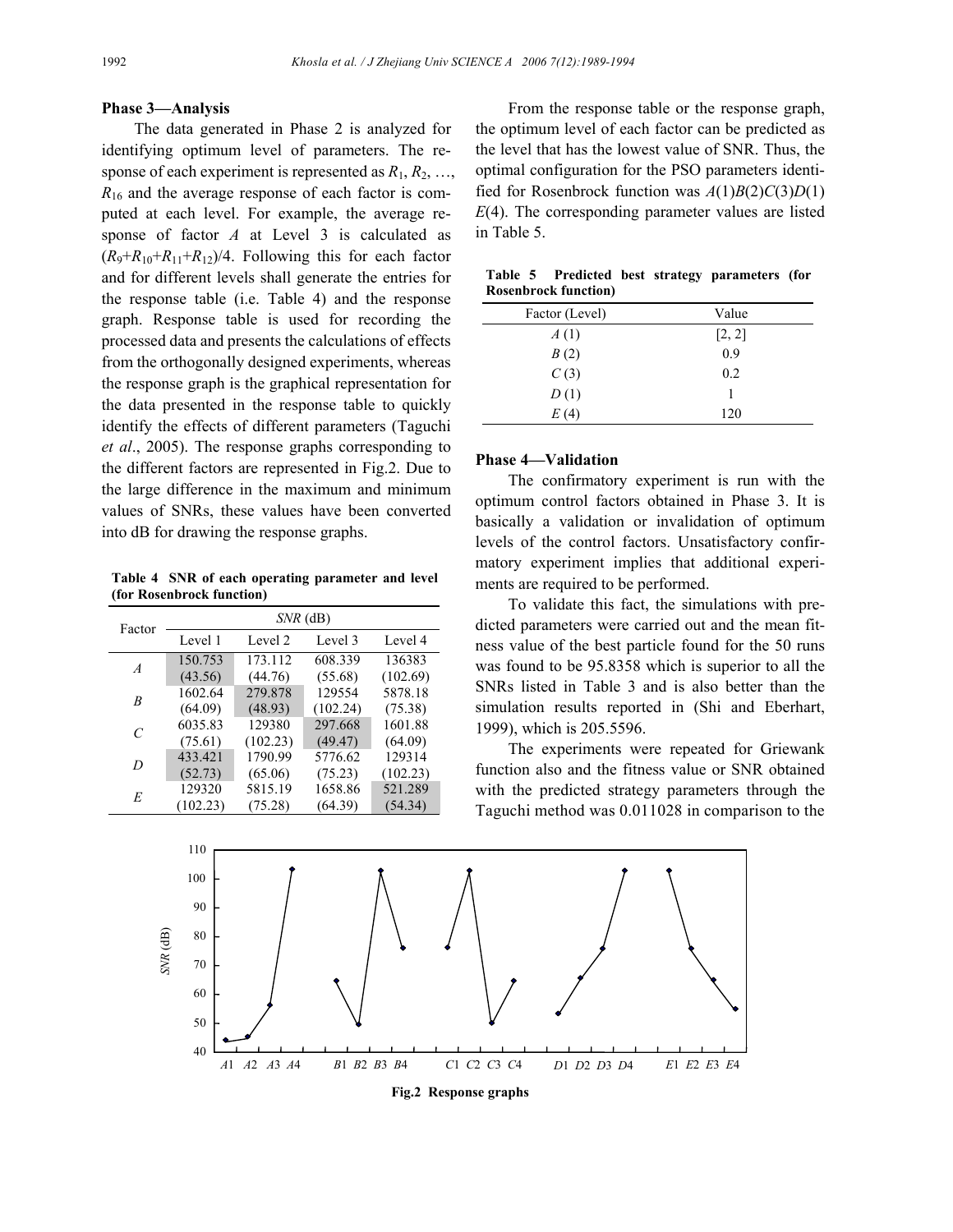### Phase 3—Analysis

The data generated in Phase 2 is analyzed for identifying optimum level of parameters. The response of each experiment is represented as $R_1, R_2, \ldots, R_{16}$ and the average response of each factor is computed at each level. For example, the average response of factor $A$ at Level 3 is calculated as $(R_9+R_{10}+R_{11}+R_{12})/4$. Following this for each factor and for different levels shall generate the entries for the response table (i.e. Table 4) and the response graph. Response table is used for recording the processed data and presents the calculations of effects from the orthogonally designed experiments, whereas the response graph is the graphical representation for the data presented in the response table to quickly identify the effects of different parameters (Taguchi *et al*., 2005). The response graphs corresponding to the different factors are represented in Fig.2. Due to the large difference in the maximum and minimum values of SNRs, these values have been converted into dB for drawing the response graphs.

**Table 4 SNR of each operating parameter and level (for Rosenbrock function)**

| Factor | SNR (dB) | | | |
|---|---|---|---|---|
| | Level 1 | Level 2 | Level 3 | Level 4 |
| $A$ | 150.753 (43.56) | 173.112 (44.76) | 608.339 (55.68) | 136383 (102.69) |
| $B$ | 1602.64 (64.09) | 279.878 (48.93) | 129554 (102.24) | 5878.18 (75.38) |
| $C$ | 6035.83 (75.61) | 129380 (102.23) | 297.668 (49.47) | 1601.88 (64.09) |
| $D$ | 433.421 (52.73) | 1790.99 (65.06) | 5776.62 (75.23) | 129314 (102.23) |
| $E$ | 129320 (102.23) | 5815.19 (75.28) | 1658.86 (64.39) | 521.289 (54.34) |

From the response table or the response graph, the optimum level of each factor can be predicted as the level that has the lowest value of SNR. Thus, the optimal configuration for the PSO parameters identified for Rosenbrock function was $A(1)B(2)C(3)D(1)E(4)$. The corresponding parameter values are listed in Table 5.

**Table 5 Predicted best strategy parameters (for Rosenbrock function)**

| Factor (Level) | Value |
|---|---|
| $A$ (1) | [2, 2] |
| $B$ (2) | 0.9 |
| $C$ (3) | 0.2 |
| $D$ (1) | 1 |
| $E$ (4) | 120 |

### Phase 4—Validation

The confirmatory experiment is run with the optimum control factors obtained in Phase 3. It is basically a validation or invalidation of optimum levels of the control factors. Unsatisfactory confirmatory experiment implies that additional experiments are required to be performed.

To validate this fact, the simulations with predicted parameters were carried out and the mean fitness value of the best particle found for the 50 runs was found to be 95.8358 which is superior to all the SNRs listed in Table 3 and is also better than the simulation results reported in (Shi and Eberhart, 1999), which is 205.5596.

The experiments were repeated for Griewank function also and the fitness value or SNR obtained with the predicted strategy parameters through the Taguchi method was 0.011028 in comparison to the

**Fig.2 Response graphs**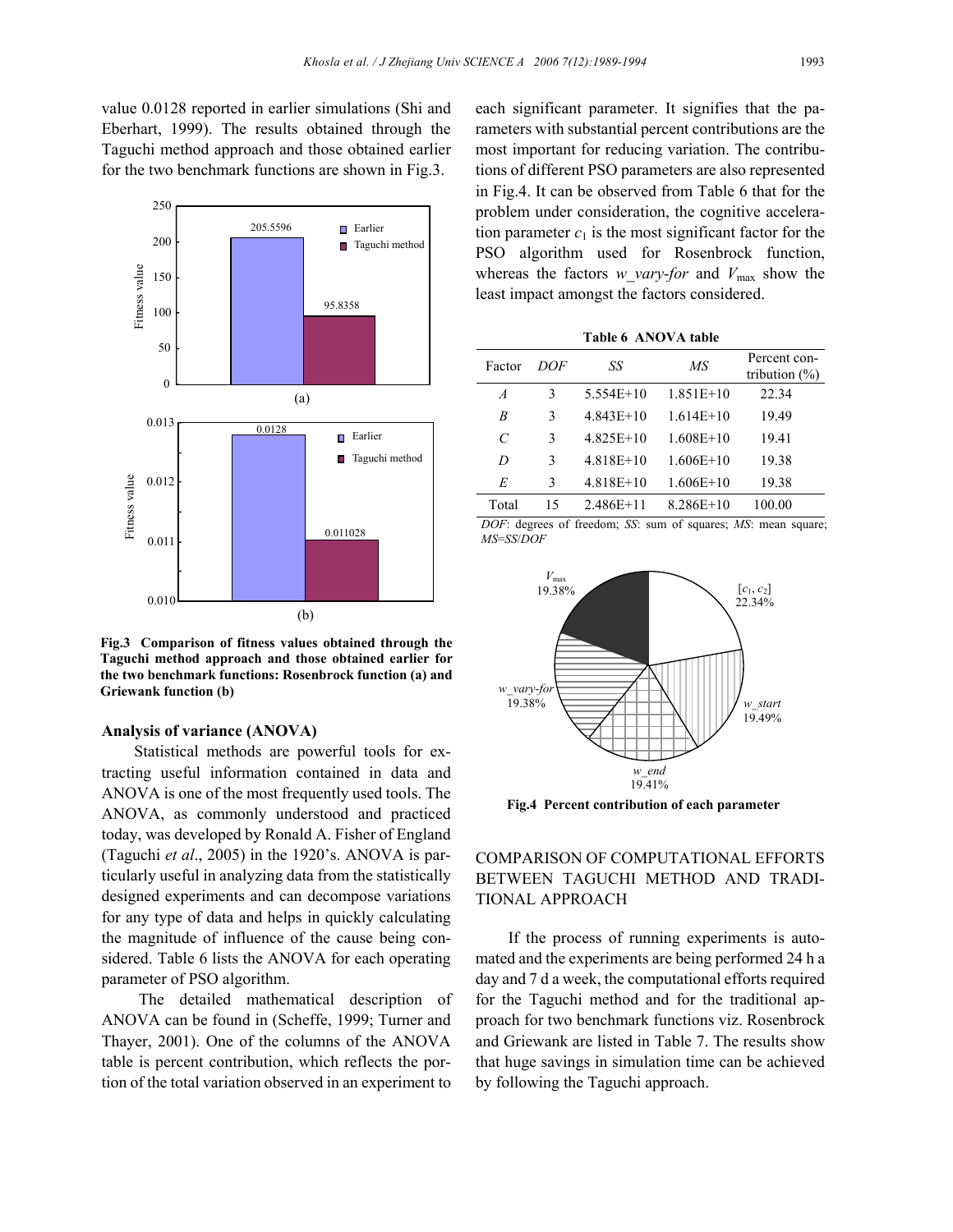value 0.0128 reported in earlier simulations (Shi and Eberhart, 1999). The results obtained through the Taguchi method approach and those obtained earlier for the two benchmark functions are shown in Fig.3.

**Fig.3 Comparison of fitness values obtained through the Taguchi method approach and those obtained earlier for the two benchmark functions: Rosenbrock function (a) and Griewank function (b)**

### Analysis of variance (ANOVA)

Statistical methods are powerful tools for extracting useful information contained in data and ANOVA is one of the most frequently used tools. The ANOVA, as commonly understood and practiced today, was developed by Ronald A. Fisher of England (Taguchi *et al*., 2005) in the 1920's. ANOVA is particularly useful in analyzing data from the statistically designed experiments and can decompose variations for any type of data and helps in quickly calculating the magnitude of influence of the cause being considered. Table 6 lists the ANOVA for each operating parameter of PSO algorithm.

The detailed mathematical description of ANOVA can be found in (Scheffe, 1999; Turner and Thayer, 2001). One of the columns of the ANOVA table is percent contribution, which reflects the portion of the total variation observed in an experiment to each significant parameter. It signifies that the parameters with substantial percent contributions are the most important for reducing variation. The contributions of different PSO parameters are also represented in Fig.4. It can be observed from Table 6 that for the problem under consideration, the cognitive acceleration parameter $c_1$ is the most significant factor for the PSO algorithm used for Rosenbrock function, whereas the factors *w_vary-for* and $V_{max}$ show the least impact amongst the factors considered.

**Table 6 ANOVA table**

| Factor | *DOF* | *SS* | *MS* | Percent contribution (%) |
|---|---|---|---|---|
| *A* | 3 | 5.554E+10 | 1.851E+10 | 22.34 |
| *B* | 3 | 4.843E+10 | 1.614E+10 | 19.49 |
| *C* | 3 | 4.825E+10 | 1.608E+10 | 19.41 |
| *D* | 3 | 4.818E+10 | 1.606E+10 | 19.38 |
| *E* | 3 | 4.818E+10 | 1.606E+10 | 19.38 |
| Total | 15 | 2.486E+11 | 8.286E+10 | 100.00 |

*DOF*: degrees of freedom; *SS*: sum of squares; *MS*: mean square; *MS*=*SS*/*DOF*

**Fig.4 Percent contribution of each parameter**

## COMPARISON OF COMPUTATIONAL EFFORTS BETWEEN TAGUCHI METHOD AND TRADITIONAL APPROACH

If the process of running experiments is automated and the experiments are being performed 24 h a day and 7 d a week, the computational efforts required for the Taguchi method and for the traditional approach for two benchmark functions viz. Rosenbrock and Griewank are listed in Table 7. The results show that huge savings in simulation time can be achieved by following the Taguchi approach.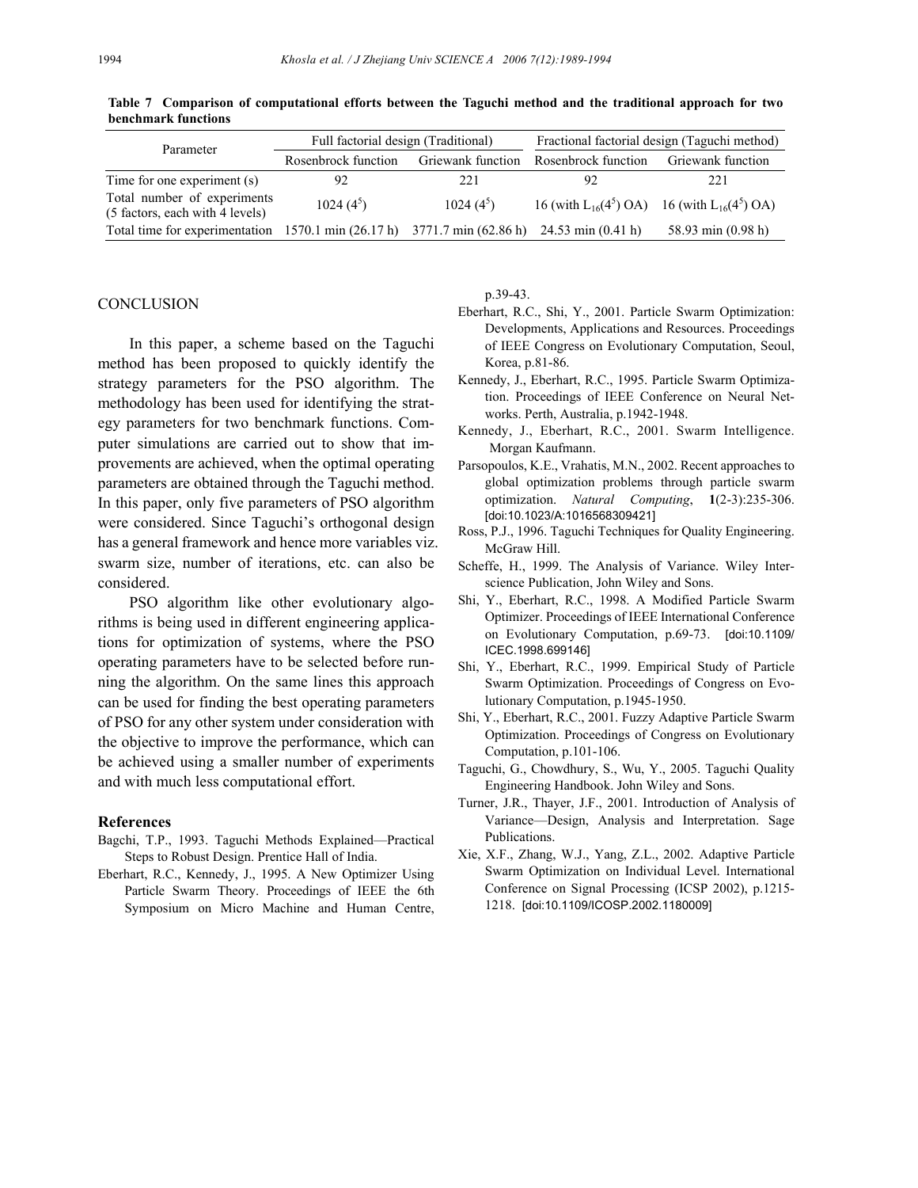Table 7 Comparison of computational efforts between the Taguchi method and the traditional approach for two benchmark functions

| Parameter | Full factorial design (Traditional) | | Fractional factorial design (Taguchi method) | |
|---|---|---|---|---|
| | Rosenbrock function | Griewank function | Rosenbrock function | Griewank function |
| Time for one experiment (s) | 92 | 221 | 92 | 221 |
| Total number of experiments (5 factors, each with 4 levels) | 1024 ($4^5$) | 1024 ($4^5$) | 16 (with $L_{16}(4^5)$ OA) | 16 (with $L_{16}(4^5)$ OA) |
| Total time for experimentation | 1570.1 min (26.17 h) | 3771.7 min (62.86 h) | 24.53 min (0.41 h) | 58.93 min (0.98 h) |

## CONCLUSION

In this paper, a scheme based on the Taguchi method has been proposed to quickly identify the strategy parameters for the PSO algorithm. The methodology has been used for identifying the strategy parameters for two benchmark functions. Computer simulations are carried out to show that improvements are achieved, when the optimal operating parameters are obtained through the Taguchi method. In this paper, only five parameters of PSO algorithm were considered. Since Taguchi's orthogonal design has a general framework and hence more variables viz. swarm size, number of iterations, etc. can also be considered.

PSO algorithm like other evolutionary algorithms is being used in different engineering applications for optimization of systems, where the PSO operating parameters have to be selected before running the algorithm. On the same lines this approach can be used for finding the best operating parameters of PSO for any other system under consideration with the objective to improve the performance, which can be achieved using a smaller number of experiments and with much less computational effort.

### References

Bagchi, T.P., 1993. Taguchi Methods Explained—Practical Steps to Robust Design. Prentice Hall of India.

Eberhart, R.C., Kennedy, J., 1995. A New Optimizer Using Particle Swarm Theory. Proceedings of IEEE the 6th Symposium on Micro Machine and Human Centre, p.39-43.

Eberhart, R.C., Shi, Y., 2001. Particle Swarm Optimization: Developments, Applications and Resources. Proceedings of IEEE Congress on Evolutionary Computation, Seoul, Korea, p.81-86.

Kennedy, J., Eberhart, R.C., 1995. Particle Swarm Optimization. Proceedings of IEEE Conference on Neural Networks. Perth, Australia, p.1942-1948.

Kennedy, J., Eberhart, R.C., 2001. Swarm Intelligence. Morgan Kaufmann.

Parsopoulos, K.E., Vrahatis, M.N., 2002. Recent approaches to global optimization problems through particle swarm optimization. *Natural Computing*, **1**(2-3):235-306. [doi:10.1023/A:1016568309421]

Ross, P.J., 1996. Taguchi Techniques for Quality Engineering. McGraw Hill.

Scheffe, H., 1999. The Analysis of Variance. Wiley Interscience Publication, John Wiley and Sons.

Shi, Y., Eberhart, R.C., 1998. A Modified Particle Swarm Optimizer. Proceedings of IEEE International Conference on Evolutionary Computation, p.69-73. [doi:10.1109/ICEC.1998.699146]

Shi, Y., Eberhart, R.C., 1999. Empirical Study of Particle Swarm Optimization. Proceedings of Congress on Evolutionary Computation, p.1945-1950.

Shi, Y., Eberhart, R.C., 2001. Fuzzy Adaptive Particle Swarm Optimization. Proceedings of Congress on Evolutionary Computation, p.101-106.

Taguchi, G., Chowdhury, S., Wu, Y., 2005. Taguchi Quality Engineering Handbook. John Wiley and Sons.

Turner, J.R., Thayer, J.F., 2001. Introduction of Analysis of Variance—Design, Analysis and Interpretation. Sage Publications.

Xie, X.F., Zhang, W.J., Yang, Z.L., 2002. Adaptive Particle Swarm Optimization on Individual Level. International Conference on Signal Processing (ICSP 2002), p.1215-1218. [doi:10.1109/ICOSP.2002.1180009]